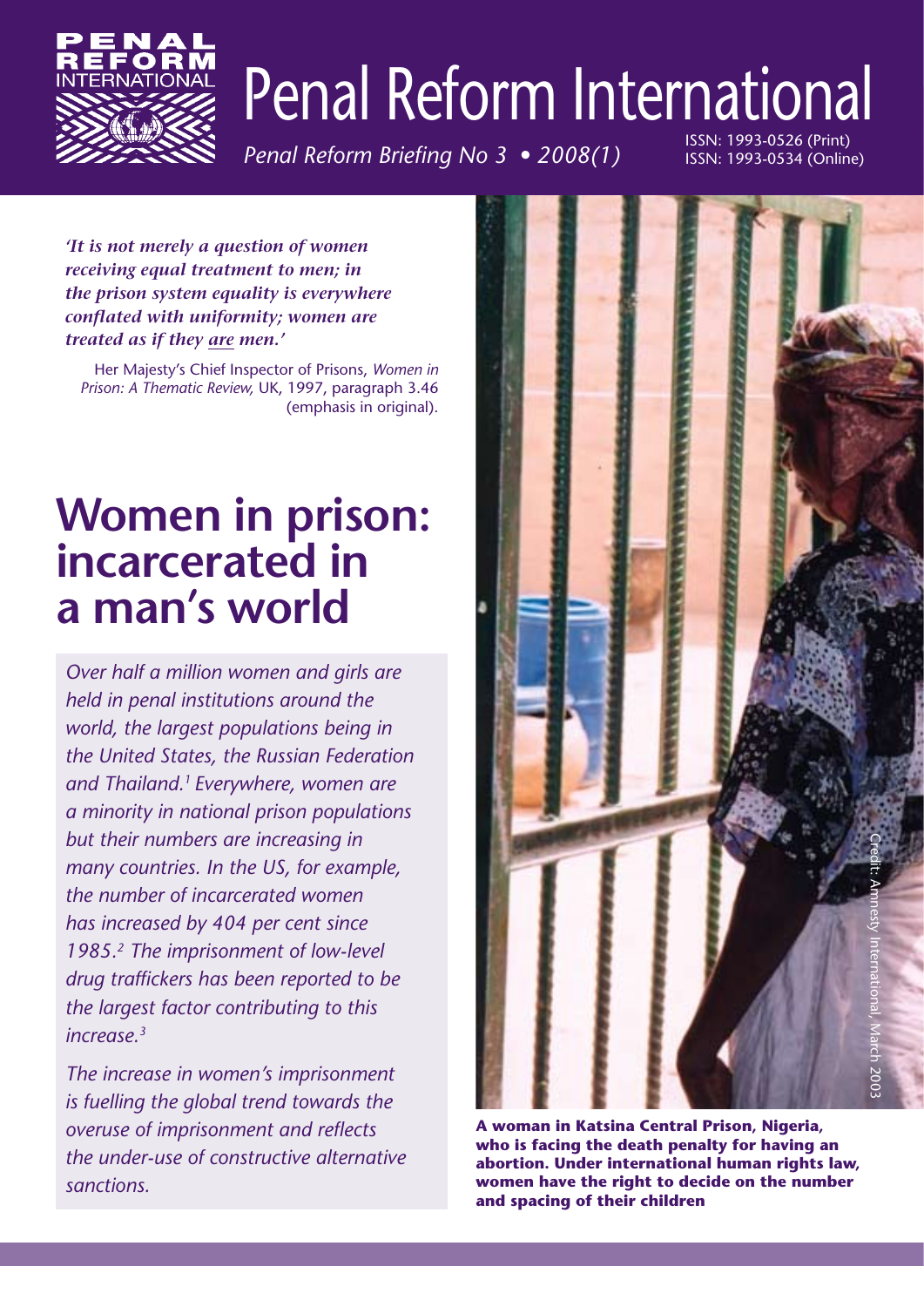# Penal Reform International

*Penal Reform Briefing No 3 • 2008(1)*

ISSN: 1993-0526 (Print)
ISSN: 1993-0534 (Online)

***'It is not merely a question of women receiving equal treatment to men; in the prison system equality is everywhere conflated with uniformity; women are treated as if they are men.'***

Her Majesty's Chief Inspector of Prisons, *Women in Prison: A Thematic Review,* UK, 1997, paragraph 3.46 (emphasis in original).

# Women in prison: incarcerated in a man's world

*Over half a million women and girls are held in penal institutions around the world, the largest populations being in the United States, the Russian Federation and Thailand.[1] Everywhere, women are a minority in national prison populations but their numbers are increasing in many countries. In the US, for example, the number of incarcerated women has increased by 404 per cent since 1985.[2] The imprisonment of low-level drug traffickers has been reported to be the largest factor contributing to this increase.[3]*

*The increase in women's imprisonment is fuelling the global trend towards the overuse of imprisonment and reflects the under-use of constructive alternative sanctions.*

Credit: Amnesty International, March 2003

**A woman in Katsina Central Prison, Nigeria, who is facing the death penalty for having an abortion. Under international human rights law, women have the right to decide on the number and spacing of their children**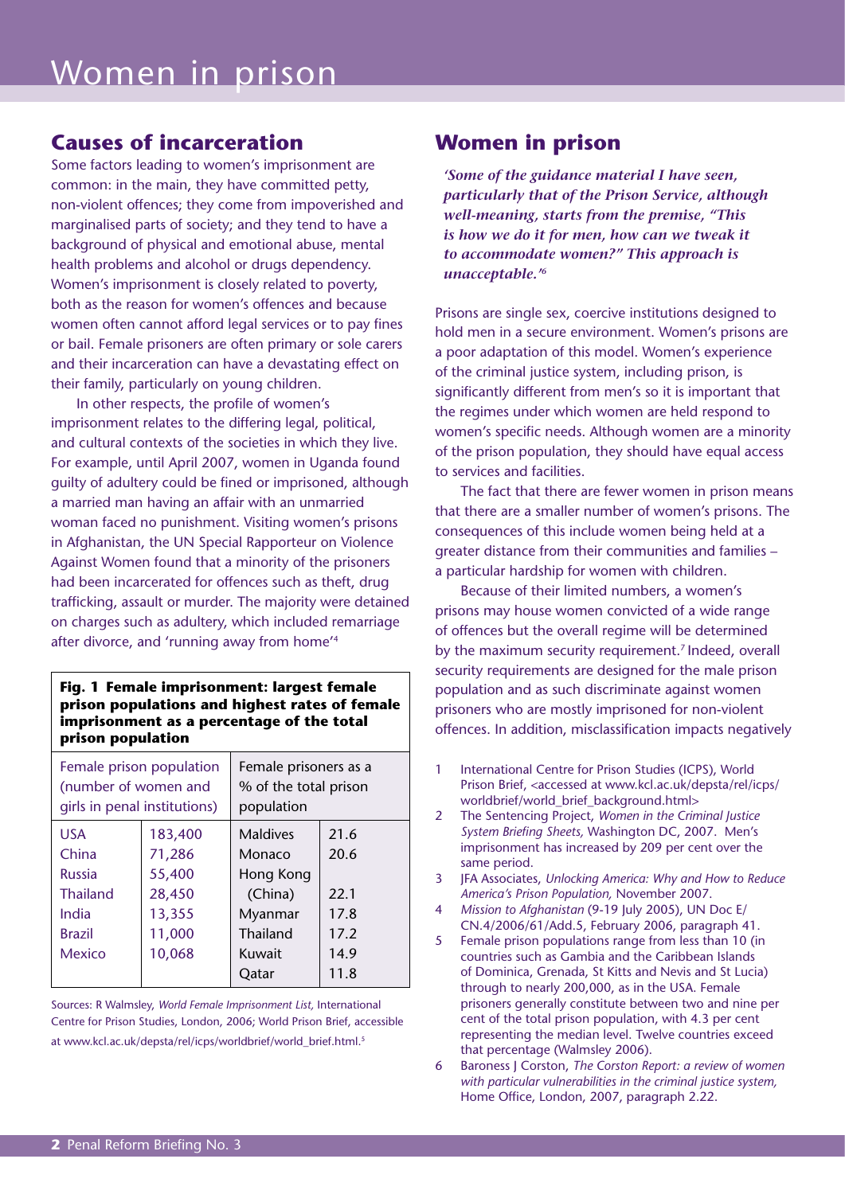# Women in prison

## Causes of incarceration

Some factors leading to women's imprisonment are common: in the main, they have committed petty, non-violent offences; they come from impoverished and marginalised parts of society; and they tend to have a background of physical and emotional abuse, mental health problems and alcohol or drugs dependency. Women's imprisonment is closely related to poverty, both as the reason for women's offences and because women often cannot afford legal services or to pay fines or bail. Female prisoners are often primary or sole carers and their incarceration can have a devastating effect on their family, particularly on young children.

In other respects, the profile of women's imprisonment relates to the differing legal, political, and cultural contexts of the societies in which they live. For example, until April 2007, women in Uganda found guilty of adultery could be fined or imprisoned, although a married man having an affair with an unmarried woman faced no punishment. Visiting women's prisons in Afghanistan, the UN Special Rapporteur on Violence Against Women found that a minority of the prisoners had been incarcerated for offences such as theft, drug trafficking, assault or murder. The majority were detained on charges such as adultery, which included remarriage after divorce, and 'running away from home'[4]

**Fig. 1 Female imprisonment: largest female prison populations and highest rates of female imprisonment as a percentage of the total prison population**

| Female prison population (number of women and girls in penal institutions) | | Female prisoners as a % of the total prison population | |
|---|---|---|---|
| USA | 183,400 | Maldives | 21.6 |
| China | 71,286 | Monaco | 20.6 |
| Russia | 55,400 | Hong Kong (China) | 22.1 |
| Thailand | 28,450 | Myanmar | 17.8 |
| India | 13,355 | Thailand | 17.2 |
| Brazil | 11,000 | Kuwait | 14.9 |
| Mexico | 10,068 | Qatar | 11.8 |

Sources: R Walmsley, *World Female Imprisonment List*, International Centre for Prison Studies, London, 2006; World Prison Brief, accessible at www.kcl.ac.uk/depsta/rel/icps/worldbrief/world_brief.html.[5]

## Women in prison

> ***'Some of the guidance material I have seen, particularly that of the Prison Service, although well-meaning, starts from the premise, "This is how we do it for men, how can we tweak it to accommodate women?" This approach is unacceptable.'***[6]

Prisons are single sex, coercive institutions designed to hold men in a secure environment. Women's prisons are a poor adaptation of this model. Women's experience of the criminal justice system, including prison, is significantly different from men's so it is important that the regimes under which women are held respond to women's specific needs. Although women are a minority of the prison population, they should have equal access to services and facilities.

The fact that there are fewer women in prison means that there are a smaller number of women's prisons. The consequences of this include women being held at a greater distance from their communities and families – a particular hardship for women with children.

Because of their limited numbers, a women's prisons may house women convicted of a wide range of offences but the overall regime will be determined by the maximum security requirement.[7] Indeed, overall security requirements are designed for the male prison population and as such discriminate against women prisoners who are mostly imprisoned for non-violent offences. In addition, misclassification impacts negatively

1. International Centre for Prison Studies (ICPS), World Prison Brief, <accessed at www.kcl.ac.uk/depsta/rel/icps/worldbrief/world_brief_background.html>
2. The Sentencing Project, *Women in the Criminal Justice System Briefing Sheets*, Washington DC, 2007. Men's imprisonment has increased by 209 per cent over the same period.
3. JFA Associates, *Unlocking America: Why and How to Reduce America's Prison Population*, November 2007.
4. *Mission to Afghanistan* (9-19 July 2005), UN Doc E/CN.4/2006/61/Add.5, February 2006, paragraph 41.
5. Female prison populations range from less than 10 (in countries such as Gambia and the Caribbean Islands of Dominica, Grenada, St Kitts and Nevis and St Lucia) through to nearly 200,000, as in the USA. Female prisoners generally constitute between two and nine per cent of the total prison population, with 4.3 per cent representing the median level. Twelve countries exceed that percentage (Walmsley 2006).
6. Baroness J Corston, *The Corston Report: a review of women with particular vulnerabilities in the criminal justice system*, Home Office, London, 2007, paragraph 2.22.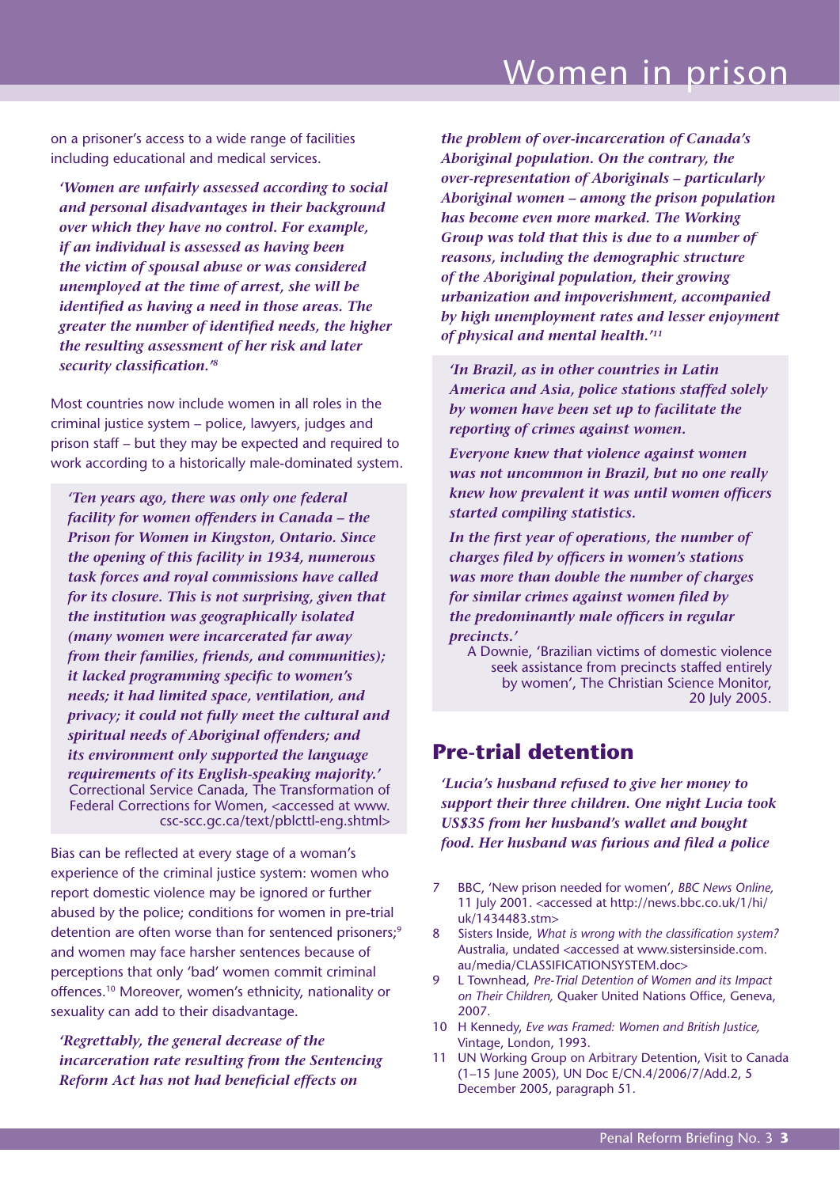on a prisoner's access to a wide range of facilities including educational and medical services.

> *'Women are unfairly assessed according to social and personal disadvantages in their background over which they have no control. For example, if an individual is assessed as having been the victim of spousal abuse or was considered unemployed at the time of arrest, she will be identified as having a need in those areas. The greater the number of identified needs, the higher the resulting assessment of her risk and later security classification.'*[8]

Most countries now include women in all roles in the criminal justice system – police, lawyers, judges and prison staff – but they may be expected and required to work according to a historically male-dominated system.

> *'Ten years ago, there was only one federal facility for women offenders in Canada – the Prison for Women in Kingston, Ontario. Since the opening of this facility in 1934, numerous task forces and royal commissions have called for its closure. This is not surprising, given that the institution was geographically isolated (many women were incarcerated far away from their families, friends, and communities); it lacked programming specific to women's needs; it had limited space, ventilation, and privacy; it could not fully meet the cultural and spiritual needs of Aboriginal offenders; and its environment only supported the language requirements of its English-speaking majority.'*
>
> Correctional Service Canada, The Transformation of Federal Corrections for Women, <accessed at www.csc-scc.gc.ca/text/pblcttl-eng.shtml>

Bias can be reflected at every stage of a woman's experience of the criminal justice system: women who report domestic violence may be ignored or further abused by the police; conditions for women in pre-trial detention are often worse than for sentenced prisoners;[9] and women may face harsher sentences because of perceptions that only 'bad' women commit criminal offences.[10] Moreover, women's ethnicity, nationality or sexuality can add to their disadvantage.

> *'Regrettably, the general decrease of the incarceration rate resulting from the Sentencing Reform Act has not had beneficial effects on the problem of over-incarceration of Canada's Aboriginal population. On the contrary, the over-representation of Aboriginals – particularly Aboriginal women – among the prison population has become even more marked. The Working Group was told that this is due to a number of reasons, including the demographic structure of the Aboriginal population, their growing urbanization and impoverishment, accompanied by high unemployment rates and lesser enjoyment of physical and mental health.'*[11]

> *'In Brazil, as in other countries in Latin America and Asia, police stations staffed solely by women have been set up to facilitate the reporting of crimes against women.*
>
> *Everyone knew that violence against women was not uncommon in Brazil, but no one really knew how prevalent it was until women officers started compiling statistics.*
>
> *In the first year of operations, the number of charges filed by officers in women's stations was more than double the number of charges for similar crimes against women filed by the predominantly male officers in regular precincts.'*
>
> A Downie, 'Brazilian victims of domestic violence seek assistance from precincts staffed entirely by women', The Christian Science Monitor, 20 July 2005.

## Pre-trial detention

> *'Lucia's husband refused to give her money to support their three children. One night Lucia took US$35 from her husband's wallet and bought food. Her husband was furious and filed a police*

7 BBC, 'New prison needed for women', *BBC News Online,* 11 July 2001. <accessed at http://news.bbc.co.uk/1/hi/uk/1434483.stm>

8 Sisters Inside, *What is wrong with the classification system?* Australia, undated <accessed at www.sistersinside.com.au/media/CLASSIFICATIONSYSTEM.doc>

9 L Townhead, *Pre-Trial Detention of Women and its Impact on Their Children,* Quaker United Nations Office, Geneva, 2007.

10 H Kennedy, *Eve was Framed: Women and British Justice,* Vintage, London, 1993.

11 UN Working Group on Arbitrary Detention, Visit to Canada (1–15 June 2005), UN Doc E/CN.4/2006/7/Add.2, 5 December 2005, paragraph 51.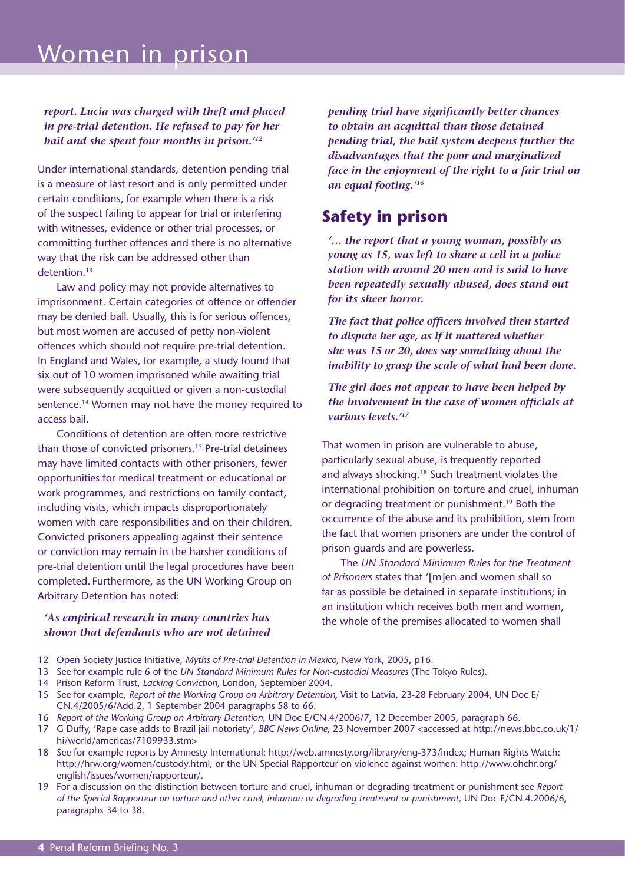***report. Lucia was charged with theft and placed in pre-trial detention. He refused to pay for her bail and she spent four months in prison.'*[12]**

Under international standards, detention pending trial is a measure of last resort and is only permitted under certain conditions, for example when there is a risk of the suspect failing to appear for trial or interfering with witnesses, evidence or other trial processes, or committing further offences and there is no alternative way that the risk can be addressed other than detention.[13]

Law and policy may not provide alternatives to imprisonment. Certain categories of offence or offender may be denied bail. Usually, this is for serious offences, but most women are accused of petty non-violent offences which should not require pre-trial detention. In England and Wales, for example, a study found that six out of 10 women imprisoned while awaiting trial were subsequently acquitted or given a non-custodial sentence.[14] Women may not have the money required to access bail.

Conditions of detention are often more restrictive than those of convicted prisoners.[15] Pre-trial detainees may have limited contacts with other prisoners, fewer opportunities for medical treatment or educational or work programmes, and restrictions on family contact, including visits, which impacts disproportionately women with care responsibilities and on their children. Convicted prisoners appealing against their sentence or conviction may remain in the harsher conditions of pre-trial detention until the legal procedures have been completed. Furthermore, as the UN Working Group on Arbitrary Detention has noted:

***'As empirical research in many countries has shown that defendants who are not detained pending trial have significantly better chances to obtain an acquittal than those detained pending trial, the bail system deepens further the disadvantages that the poor and marginalized face in the enjoyment of the right to a fair trial on an equal footing.'*[16]**

## Safety in prison

***'… the report that a young woman, possibly as young as 15, was left to share a cell in a police station with around 20 men and is said to have been repeatedly sexually abused, does stand out for its sheer horror.***

***The fact that police officers involved then started to dispute her age, as if it mattered whether she was 15 or 20, does say something about the inability to grasp the scale of what had been done.***

***The girl does not appear to have been helped by the involvement in the case of women officials at various levels.'*[17]**

That women in prison are vulnerable to abuse, particularly sexual abuse, is frequently reported and always shocking.[18] Such treatment violates the international prohibition on torture and cruel, inhuman or degrading treatment or punishment.[19] Both the occurrence of the abuse and its prohibition, stem from the fact that women prisoners are under the control of prison guards and are powerless.

The *UN Standard Minimum Rules for the Treatment of Prisoners* states that '[m]en and women shall so far as possible be detained in separate institutions; in an institution which receives both men and women, the whole of the premises allocated to women shall

---

12 Open Society Justice Initiative, *Myths of Pre-trial Detention in Mexico,* New York, 2005, p16.

13 See for example rule 6 of the *UN Standard Minimum Rules for Non-custodial Measures* (The Tokyo Rules).

14 Prison Reform Trust, *Lacking Conviction,* London, September 2004.

15 See for example, *Report of the Working Group on Arbitrary Detention,* Visit to Latvia, 23-28 February 2004, UN Doc E/CN.4/2005/6/Add.2, 1 September 2004 paragraphs 58 to 66.

16 *Report of the Working Group on Arbitrary Detention,* UN Doc E/CN.4/2006/7, 12 December 2005, paragraph 66.

17 G Duffy, 'Rape case adds to Brazil jail notoriety', *BBC News Online,* 23 November 2007 <accessed at http://news.bbc.co.uk/1/hi/world/americas/7109933.stm>

18 See for example reports by Amnesty International: http://web.amnesty.org/library/eng-373/index; Human Rights Watch: http://hrw.org/women/custody.html; or the UN Special Rapporteur on violence against women: http://www.ohchr.org/english/issues/women/rapporteur/.

19 For a discussion on the distinction between torture and cruel, inhuman or degrading treatment or punishment see *Report of the Special Rapporteur on torture and other cruel, inhuman or degrading treatment or punishment,* UN Doc E/CN.4.2006/6, paragraphs 34 to 38.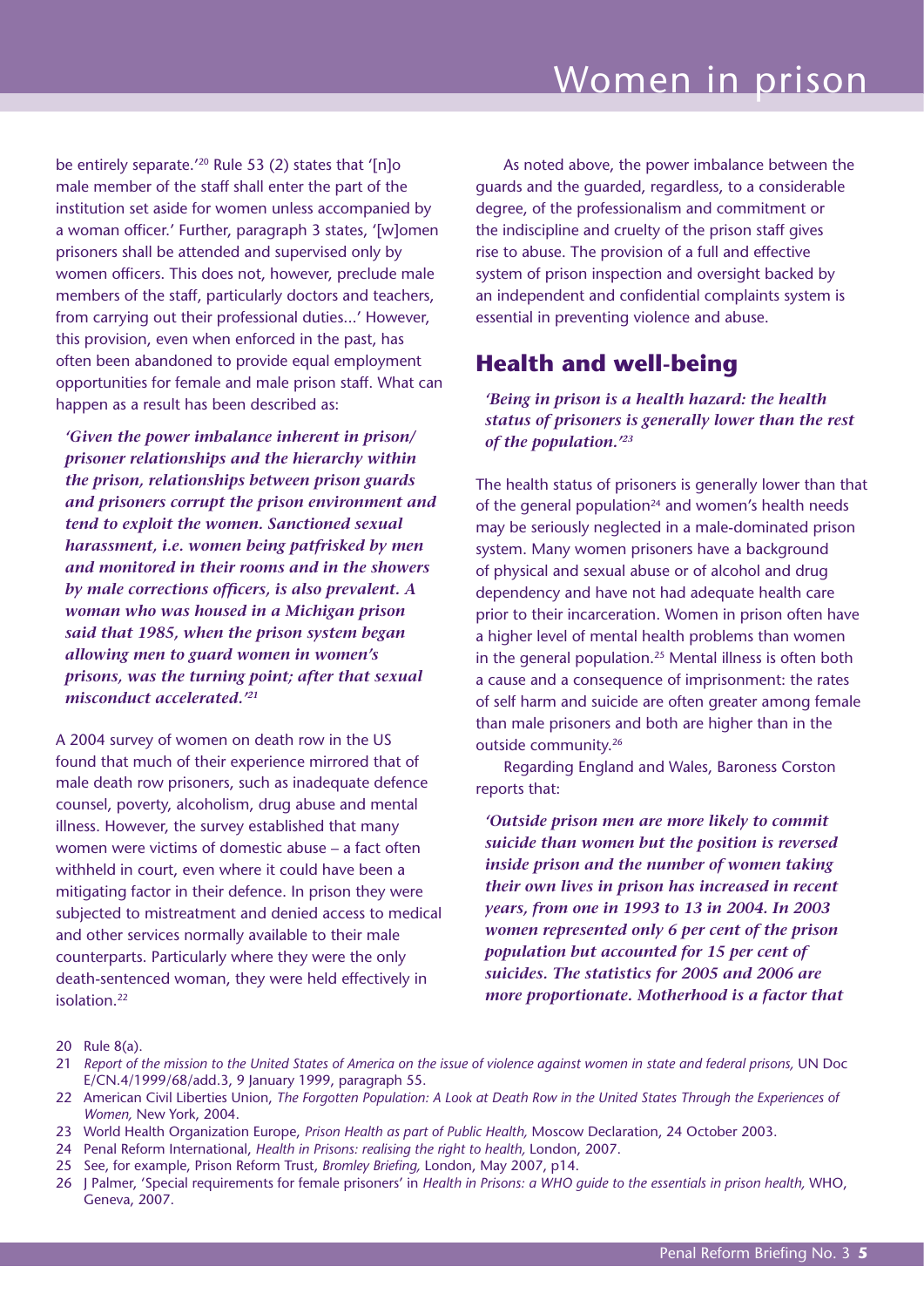be entirely separate.'[20] Rule 53 (2) states that '[n]o male member of the staff shall enter the part of the institution set aside for women unless accompanied by a woman officer.' Further, paragraph 3 states, '[w]omen prisoners shall be attended and supervised only by women officers. This does not, however, preclude male members of the staff, particularly doctors and teachers, from carrying out their professional duties...' However, this provision, even when enforced in the past, has often been abandoned to provide equal employment opportunities for female and male prison staff. What can happen as a result has been described as:

> ***'Given the power imbalance inherent in prison/ prisoner relationships and the hierarchy within the prison, relationships between prison guards and prisoners corrupt the prison environment and tend to exploit the women. Sanctioned sexual harassment, i.e. women being patfrisked by men and monitored in their rooms and in the showers by male corrections officers, is also prevalent. A woman who was housed in a Michigan prison said that 1985, when the prison system began allowing men to guard women in women's prisons, was the turning point; after that sexual misconduct accelerated.'[21]***

A 2004 survey of women on death row in the US found that much of their experience mirrored that of male death row prisoners, such as inadequate defence counsel, poverty, alcoholism, drug abuse and mental illness. However, the survey established that many women were victims of domestic abuse – a fact often withheld in court, even where it could have been a mitigating factor in their defence. In prison they were subjected to mistreatment and denied access to medical and other services normally available to their male counterparts. Particularly where they were the only death-sentenced woman, they were held effectively in isolation.[22]

As noted above, the power imbalance between the guards and the guarded, regardless, to a considerable degree, of the professionalism and commitment or the indiscipline and cruelty of the prison staff gives rise to abuse. The provision of a full and effective system of prison inspection and oversight backed by an independent and confidential complaints system is essential in preventing violence and abuse.

## Health and well-being

> ***'Being in prison is a health hazard: the health status of prisoners is generally lower than the rest of the population.'[23]***

The health status of prisoners is generally lower than that of the general population[24] and women's health needs may be seriously neglected in a male-dominated prison system. Many women prisoners have a background of physical and sexual abuse or of alcohol and drug dependency and have not had adequate health care prior to their incarceration. Women in prison often have a higher level of mental health problems than women in the general population.[25] Mental illness is often both a cause and a consequence of imprisonment: the rates of self harm and suicide are often greater among female than male prisoners and both are higher than in the outside community.[26]

Regarding England and Wales, Baroness Corston reports that:

> ***'Outside prison men are more likely to commit suicide than women but the position is reversed inside prison and the number of women taking their own lives in prison has increased in recent years, from one in 1993 to 13 in 2004. In 2003 women represented only 6 per cent of the prison population but accounted for 15 per cent of suicides. The statistics for 2005 and 2006 are more proportionate. Motherhood is a factor that***

20 Rule 8(a).

21 *Report of the mission to the United States of America on the issue of violence against women in state and federal prisons,* UN Doc E/CN.4/1999/68/add.3, 9 January 1999, paragraph 55.

22 American Civil Liberties Union, *The Forgotten Population: A Look at Death Row in the United States Through the Experiences of Women,* New York, 2004.

23 World Health Organization Europe, *Prison Health as part of Public Health,* Moscow Declaration, 24 October 2003.

24 Penal Reform International, *Health in Prisons: realising the right to health,* London, 2007.

25 See, for example, Prison Reform Trust, *Bromley Briefing,* London, May 2007, p14.

26 J Palmer, 'Special requirements for female prisoners' in *Health in Prisons: a WHO guide to the essentials in prison health,* WHO, Geneva, 2007.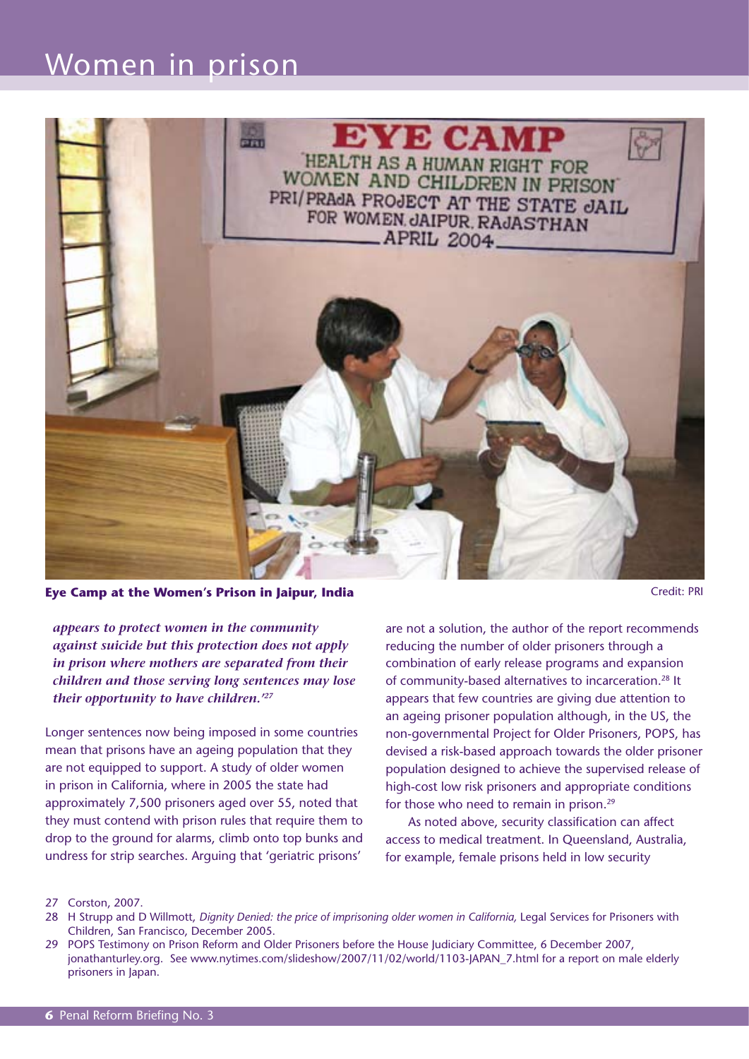**Eye Camp at the Women's Prison in Jaipur, India**

Credit: PRI

***appears to protect women in the community against suicide but this protection does not apply in prison where mothers are separated from their children and those serving long sentences may lose their opportunity to have children.'[27]***

Longer sentences now being imposed in some countries mean that prisons have an ageing population that they are not equipped to support. A study of older women in prison in California, where in 2005 the state had approximately 7,500 prisoners aged over 55, noted that they must contend with prison rules that require them to drop to the ground for alarms, climb onto top bunks and undress for strip searches. Arguing that 'geriatric prisons' are not a solution, the author of the report recommends reducing the number of older prisoners through a combination of early release programs and expansion of community-based alternatives to incarceration.[28] It appears that few countries are giving due attention to an ageing prisoner population although, in the US, the non-governmental Project for Older Prisoners, POPS, has devised a risk-based approach towards the older prisoner population designed to achieve the supervised release of high-cost low risk prisoners and appropriate conditions for those who need to remain in prison.[29]

As noted above, security classification can affect access to medical treatment. In Queensland, Australia, for example, female prisons held in low security

27 Corston, 2007.

28 H Strupp and D Willmott, *Dignity Denied: the price of imprisoning older women in California*, Legal Services for Prisoners with Children, San Francisco, December 2005.

29 POPS Testimony on Prison Reform and Older Prisoners before the House Judiciary Committee, 6 December 2007, jonathanturley.org. See www.nytimes.com/slideshow/2007/11/02/world/1103-JAPAN_7.html for a report on male elderly prisoners in Japan.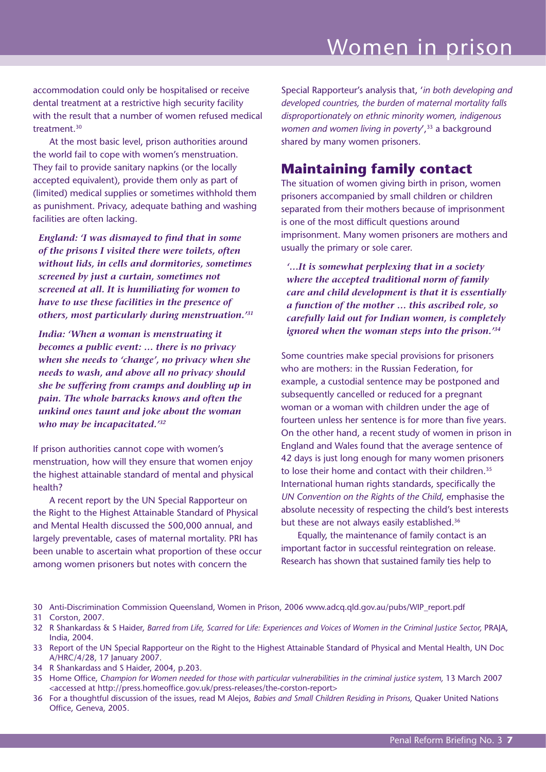accommodation could only be hospitalised or receive dental treatment at a restrictive high security facility with the result that a number of women refused medical treatment.[30]

At the most basic level, prison authorities around the world fail to cope with women's menstruation. They fail to provide sanitary napkins (or the locally accepted equivalent), provide them only as part of (limited) medical supplies or sometimes withhold them as punishment. Privacy, adequate bathing and washing facilities are often lacking.

> ***England: 'I was dismayed to find that in some of the prisons I visited there were toilets, often without lids, in cells and dormitories, sometimes screened by just a curtain, sometimes not screened at all. It is humiliating for women to have to use these facilities in the presence of others, most particularly during menstruation.'[31]***

> ***India: 'When a woman is menstruating it becomes a public event: … there is no privacy when she needs to 'change', no privacy when she needs to wash, and above all no privacy should she be suffering from cramps and doubling up in pain. The whole barracks knows and often the unkind ones taunt and joke about the woman who may be incapacitated.'[32]***

If prison authorities cannot cope with women's menstruation, how will they ensure that women enjoy the highest attainable standard of mental and physical health?

A recent report by the UN Special Rapporteur on the Right to the Highest Attainable Standard of Physical and Mental Health discussed the 500,000 annual, and largely preventable, cases of maternal mortality. PRI has been unable to ascertain what proportion of these occur among women prisoners but notes with concern the Special Rapporteur's analysis that, '*in both developing and developed countries, the burden of maternal mortality falls disproportionately on ethnic minority women, indigenous women and women living in poverty*',[33] a background shared by many women prisoners.

## Maintaining family contact

The situation of women giving birth in prison, women prisoners accompanied by small children or children separated from their mothers because of imprisonment is one of the most difficult questions around imprisonment. Many women prisoners are mothers and usually the primary or sole carer.

> ***'…It is somewhat perplexing that in a society where the accepted traditional norm of family care and child development is that it is essentially a function of the mother … this ascribed role, so carefully laid out for Indian women, is completely ignored when the woman steps into the prison.'[34]***

Some countries make special provisions for prisoners who are mothers: in the Russian Federation, for example, a custodial sentence may be postponed and subsequently cancelled or reduced for a pregnant woman or a woman with children under the age of fourteen unless her sentence is for more than five years. On the other hand, a recent study of women in prison in England and Wales found that the average sentence of 42 days is just long enough for many women prisoners to lose their home and contact with their children.[35] International human rights standards, specifically the *UN Convention on the Rights of the Child*, emphasise the absolute necessity of respecting the child's best interests but these are not always easily established.[36]

Equally, the maintenance of family contact is an important factor in successful reintegration on release. Research has shown that sustained family ties help to

---

30 Anti-Discrimination Commission Queensland, Women in Prison, 2006 www.adcq.qld.gov.au/pubs/WIP_report.pdf

31 Corston, 2007.

32 R Shankardass & S Haider, *Barred from Life, Scarred for Life: Experiences and Voices of Women in the Criminal Justice Sector,* PRAJA, India, 2004.

33 Report of the UN Special Rapporteur on the Right to the Highest Attainable Standard of Physical and Mental Health, UN Doc A/HRC/4/28, 17 January 2007.

34 R Shankardass and S Haider, 2004, p.203.

35 Home Office, *Champion for Women needed for those with particular vulnerabilities in the criminal justice system,* 13 March 2007 <accessed at http://press.homeoffice.gov.uk/press-releases/the-corston-report>

36 For a thoughtful discussion of the issues, read M Alejos, *Babies and Small Children Residing in Prisons,* Quaker United Nations Office, Geneva, 2005.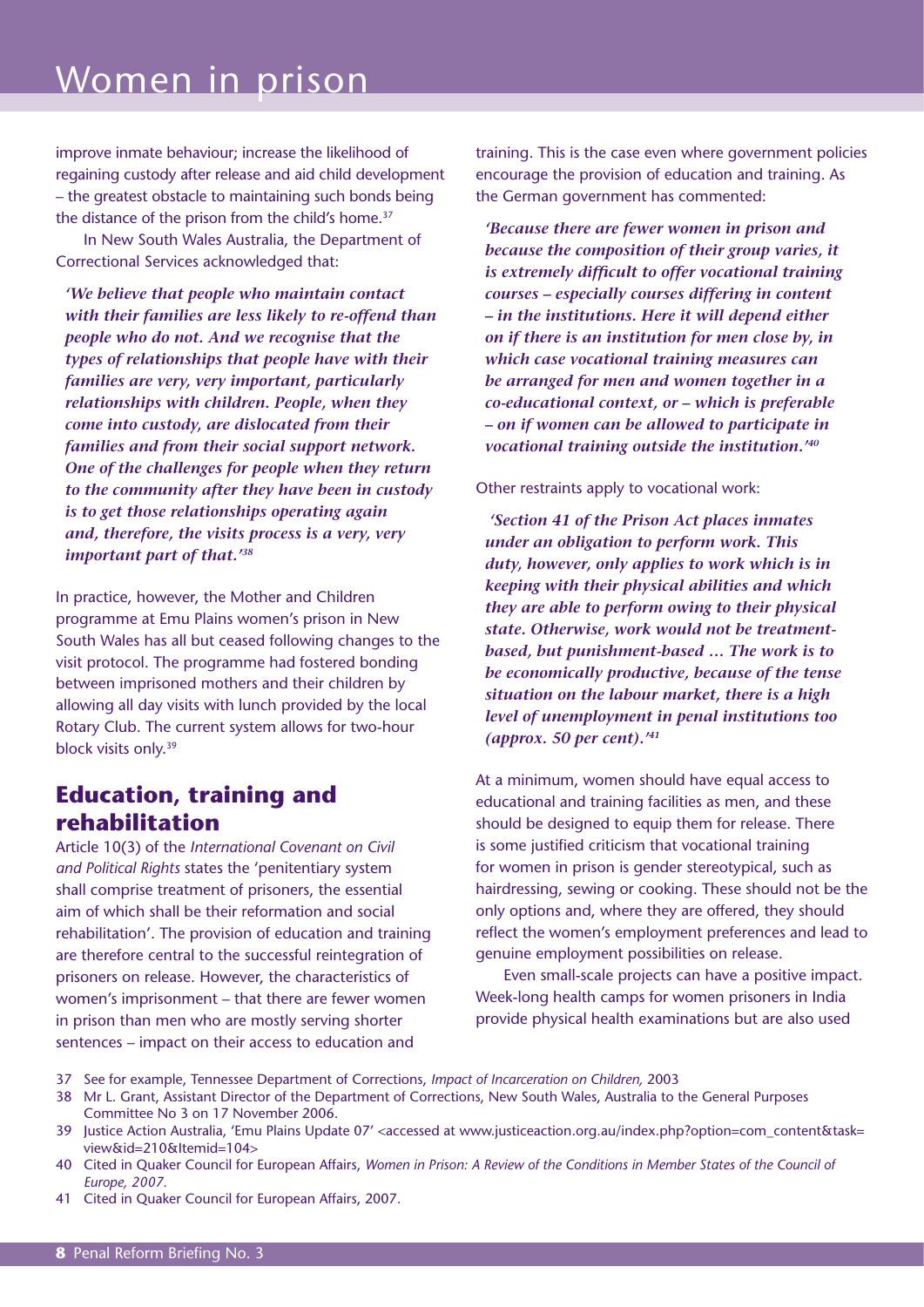improve inmate behaviour; increase the likelihood of regaining custody after release and aid child development – the greatest obstacle to maintaining such bonds being the distance of the prison from the child's home.[37]

In New South Wales Australia, the Department of Correctional Services acknowledged that:

> ***'We believe that people who maintain contact with their families are less likely to re-offend than people who do not. And we recognise that the types of relationships that people have with their families are very, very important, particularly relationships with children. People, when they come into custody, are dislocated from their families and from their social support network. One of the challenges for people when they return to the community after they have been in custody is to get those relationships operating again and, therefore, the visits process is a very, very important part of that.'***[38]

In practice, however, the Mother and Children programme at Emu Plains women's prison in New South Wales has all but ceased following changes to the visit protocol. The programme had fostered bonding between imprisoned mothers and their children by allowing all day visits with lunch provided by the local Rotary Club. The current system allows for two-hour block visits only.[39]

## Education, training and rehabilitation

Article 10(3) of the *International Covenant on Civil and Political Rights* states the 'penitentiary system shall comprise treatment of prisoners, the essential aim of which shall be their reformation and social rehabilitation'. The provision of education and training are therefore central to the successful reintegration of prisoners on release. However, the characteristics of women's imprisonment – that there are fewer women in prison than men who are mostly serving shorter sentences – impact on their access to education and training. This is the case even where government policies encourage the provision of education and training. As the German government has commented:

> ***'Because there are fewer women in prison and because the composition of their group varies, it is extremely difficult to offer vocational training courses – especially courses differing in content – in the institutions. Here it will depend either on if there is an institution for men close by, in which case vocational training measures can be arranged for men and women together in a co-educational context, or – which is preferable – on if women can be allowed to participate in vocational training outside the institution.'***[40]

Other restraints apply to vocational work:

> ***'Section 41 of the Prison Act places inmates under an obligation to perform work. This duty, however, only applies to work which is in keeping with their physical abilities and which they are able to perform owing to their physical state. Otherwise, work would not be treatment-based, but punishment-based … The work is to be economically productive, because of the tense situation on the labour market, there is a high level of unemployment in penal institutions too (approx. 50 per cent).'***[41]

At a minimum, women should have equal access to educational and training facilities as men, and these should be designed to equip them for release. There is some justified criticism that vocational training for women in prison is gender stereotypical, such as hairdressing, sewing or cooking. These should not be the only options and, where they are offered, they should reflect the women's employment preferences and lead to genuine employment possibilities on release.

Even small-scale projects can have a positive impact. Week-long health camps for women prisoners in India provide physical health examinations but are also used

---

37 See for example, Tennessee Department of Corrections, *Impact of Incarceration on Children,* 2003

38 Mr L. Grant, Assistant Director of the Department of Corrections, New South Wales, Australia to the General Purposes Committee No 3 on 17 November 2006.

39 Justice Action Australia, 'Emu Plains Update 07' <accessed at www.justiceaction.org.au/index.php?option=com_content&task=view&id=210&Itemid=104>

40 Cited in Quaker Council for European Affairs, *Women in Prison: A Review of the Conditions in Member States of the Council of Europe, 2007.*

41 Cited in Quaker Council for European Affairs, 2007.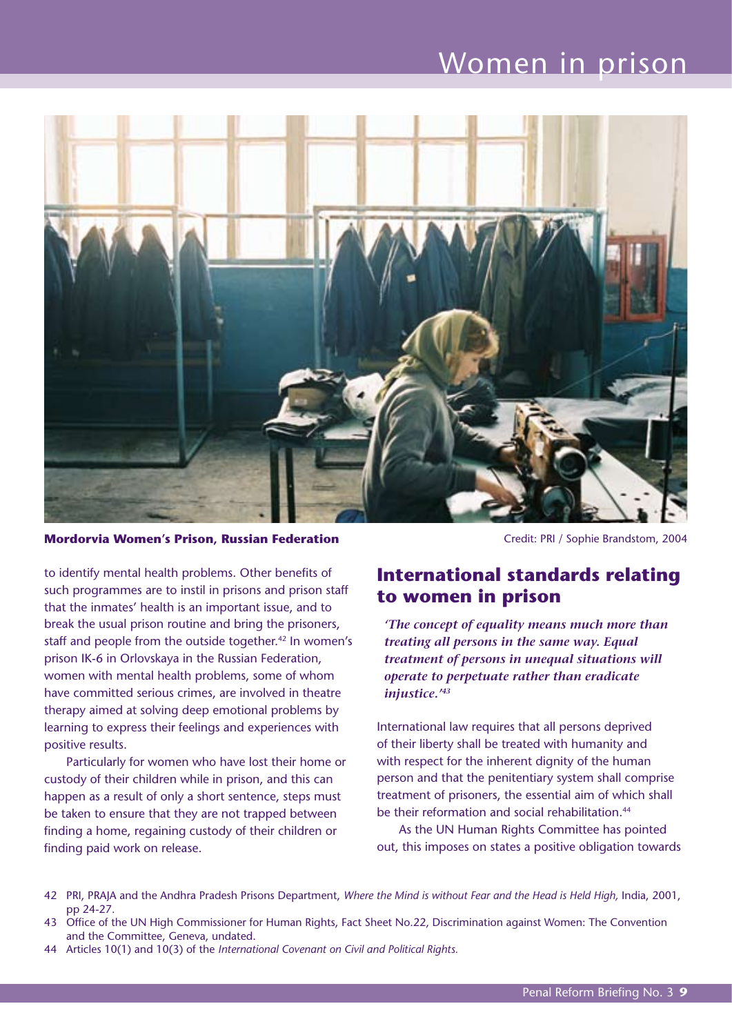**Mordorvia Women's Prison, Russian Federation** Credit: PRI / Sophie Brandstom, 2004

to identify mental health problems. Other benefits of such programmes are to instil in prisons and prison staff that the inmates' health is an important issue, and to break the usual prison routine and bring the prisoners, staff and people from the outside together.[42] In women's prison IK-6 in Orlovskaya in the Russian Federation, women with mental health problems, some of whom have committed serious crimes, are involved in theatre therapy aimed at solving deep emotional problems by learning to express their feelings and experiences with positive results.

Particularly for women who have lost their home or custody of their children while in prison, and this can happen as a result of only a short sentence, steps must be taken to ensure that they are not trapped between finding a home, regaining custody of their children or finding paid work on release.

## International standards relating to women in prison

***'The concept of equality means much more than treating all persons in the same way. Equal treatment of persons in unequal situations will operate to perpetuate rather than eradicate injustice.'***[43]

International law requires that all persons deprived of their liberty shall be treated with humanity and with respect for the inherent dignity of the human person and that the penitentiary system shall comprise treatment of prisoners, the essential aim of which shall be their reformation and social rehabilitation.[44]

As the UN Human Rights Committee has pointed out, this imposes on states a positive obligation towards

42 PRI, PRAJA and the Andhra Pradesh Prisons Department, *Where the Mind is without Fear and the Head is Held High,* India, 2001, pp 24-27.

43 Office of the UN High Commissioner for Human Rights, Fact Sheet No.22, Discrimination against Women: The Convention and the Committee, Geneva, undated.

44 Articles 10(1) and 10(3) of the *International Covenant on Civil and Political Rights.*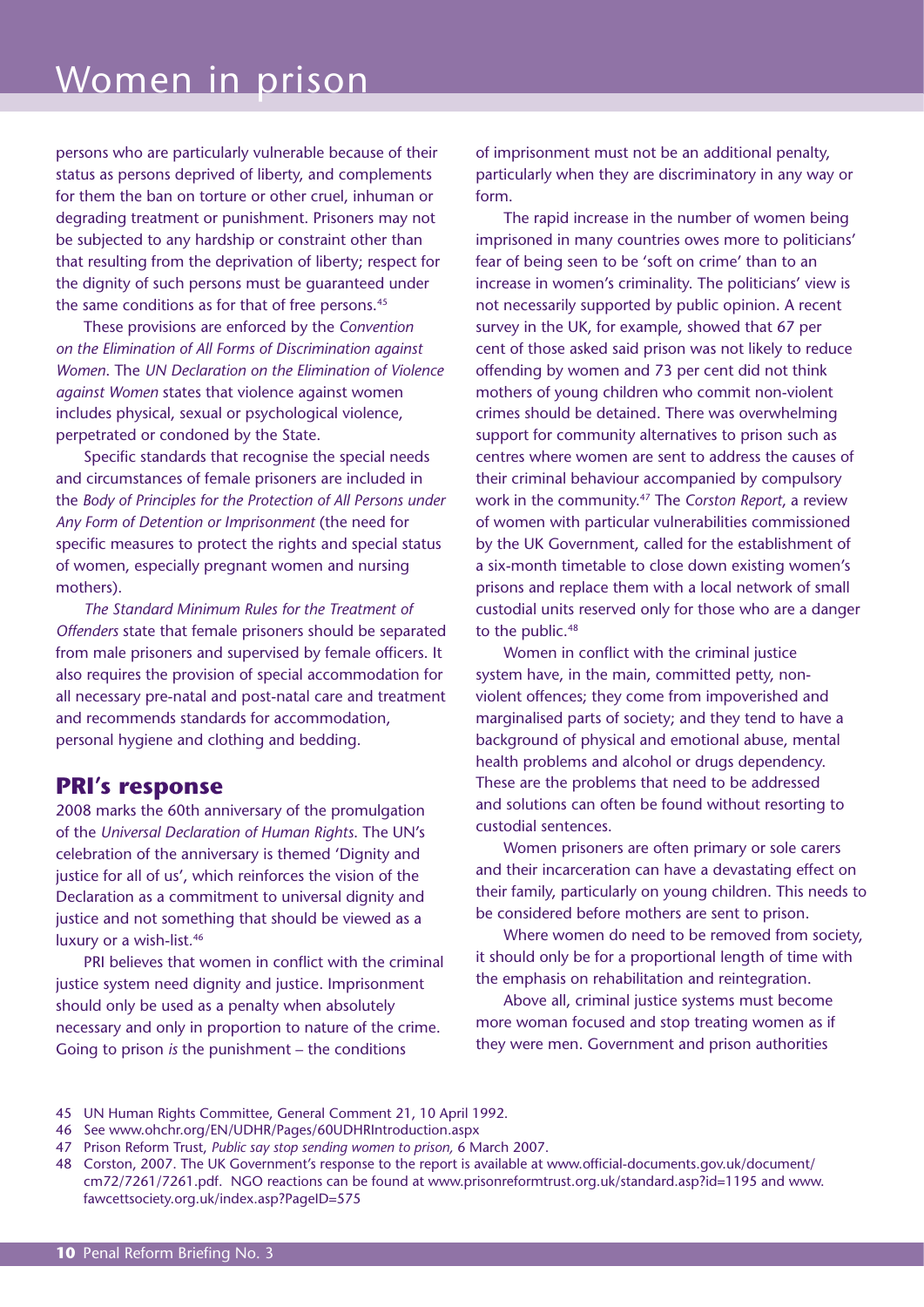persons who are particularly vulnerable because of their status as persons deprived of liberty, and complements for them the ban on torture or other cruel, inhuman or degrading treatment or punishment. Prisoners may not be subjected to any hardship or constraint other than that resulting from the deprivation of liberty; respect for the dignity of such persons must be guaranteed under the same conditions as for that of free persons.[45]

These provisions are enforced by the *Convention on the Elimination of All Forms of Discrimination against Women*. The *UN Declaration on the Elimination of Violence against Women* states that violence against women includes physical, sexual or psychological violence, perpetrated or condoned by the State.

Specific standards that recognise the special needs and circumstances of female prisoners are included in the *Body of Principles for the Protection of All Persons under Any Form of Detention or Imprisonment* (the need for specific measures to protect the rights and special status of women, especially pregnant women and nursing mothers).

*The Standard Minimum Rules for the Treatment of Offenders* state that female prisoners should be separated from male prisoners and supervised by female officers. It also requires the provision of special accommodation for all necessary pre-natal and post-natal care and treatment and recommends standards for accommodation, personal hygiene and clothing and bedding.

## PRI's response

2008 marks the 60th anniversary of the promulgation of the *Universal Declaration of Human Rights*. The UN's celebration of the anniversary is themed 'Dignity and justice for all of us', which reinforces the vision of the Declaration as a commitment to universal dignity and justice and not something that should be viewed as a luxury or a wish-list.[46]

PRI believes that women in conflict with the criminal justice system need dignity and justice. Imprisonment should only be used as a penalty when absolutely necessary and only in proportion to nature of the crime. Going to prison *is* the punishment – the conditions of imprisonment must not be an additional penalty, particularly when they are discriminatory in any way or form.

The rapid increase in the number of women being imprisoned in many countries owes more to politicians' fear of being seen to be 'soft on crime' than to an increase in women's criminality. The politicians' view is not necessarily supported by public opinion. A recent survey in the UK, for example, showed that 67 per cent of those asked said prison was not likely to reduce offending by women and 73 per cent did not think mothers of young children who commit non-violent crimes should be detained. There was overwhelming support for community alternatives to prison such as centres where women are sent to address the causes of their criminal behaviour accompanied by compulsory work in the community.[47] The *Corston Report*, a review of women with particular vulnerabilities commissioned by the UK Government, called for the establishment of a six-month timetable to close down existing women's prisons and replace them with a local network of small custodial units reserved only for those who are a danger to the public.[48]

Women in conflict with the criminal justice system have, in the main, committed petty, non-violent offences; they come from impoverished and marginalised parts of society; and they tend to have a background of physical and emotional abuse, mental health problems and alcohol or drugs dependency. These are the problems that need to be addressed and solutions can often be found without resorting to custodial sentences.

Women prisoners are often primary or sole carers and their incarceration can have a devastating effect on their family, particularly on young children. This needs to be considered before mothers are sent to prison.

Where women do need to be removed from society, it should only be for a proportional length of time with the emphasis on rehabilitation and reintegration.

Above all, criminal justice systems must become more woman focused and stop treating women as if they were men. Government and prison authorities

---

45 UN Human Rights Committee, General Comment 21, 10 April 1992.

46 See www.ohchr.org/EN/UDHR/Pages/60UDHRIntroduction.aspx

47 Prison Reform Trust, *Public say stop sending women to prison,* 6 March 2007.

48 Corston, 2007. The UK Government's response to the report is available at www.official-documents.gov.uk/document/cm72/7261/7261.pdf. NGO reactions can be found at www.prisonreformtrust.org.uk/standard.asp?id=1195 and www.fawcettsociety.org.uk/index.asp?PageID=575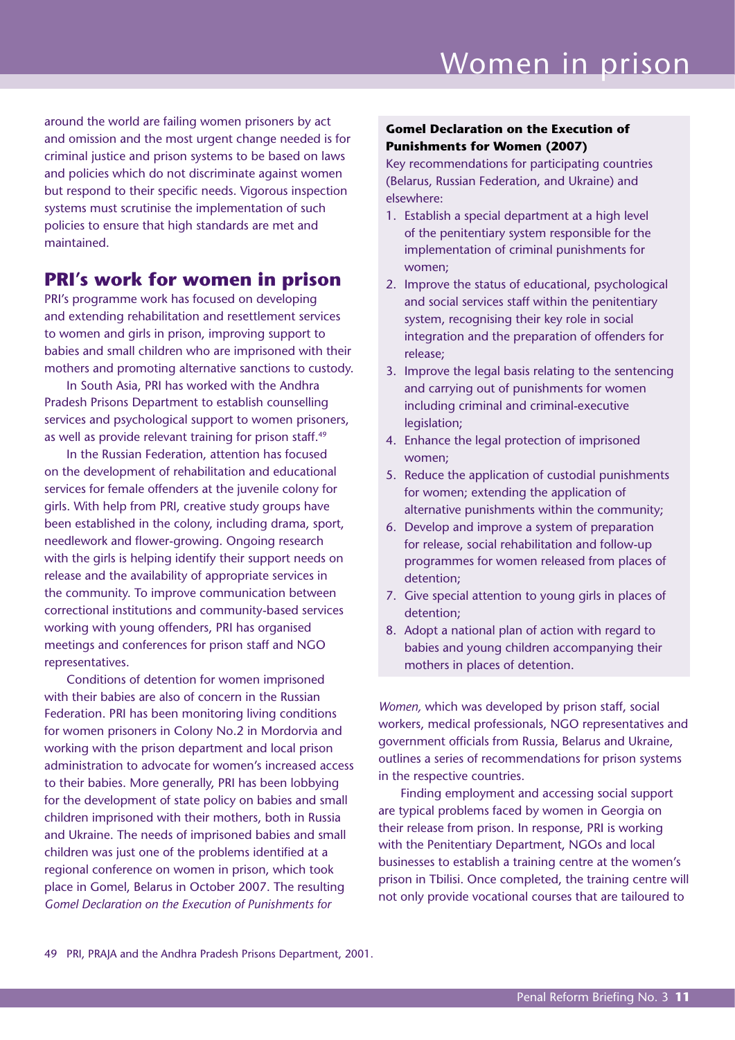around the world are failing women prisoners by act and omission and the most urgent change needed is for criminal justice and prison systems to be based on laws and policies which do not discriminate against women but respond to their specific needs. Vigorous inspection systems must scrutinise the implementation of such policies to ensure that high standards are met and maintained.

## PRI's work for women in prison

PRI's programme work has focused on developing and extending rehabilitation and resettlement services to women and girls in prison, improving support to babies and small children who are imprisoned with their mothers and promoting alternative sanctions to custody.

In South Asia, PRI has worked with the Andhra Pradesh Prisons Department to establish counselling services and psychological support to women prisoners, as well as provide relevant training for prison staff.[49]

In the Russian Federation, attention has focused on the development of rehabilitation and educational services for female offenders at the juvenile colony for girls. With help from PRI, creative study groups have been established in the colony, including drama, sport, needlework and flower-growing. Ongoing research with the girls is helping identify their support needs on release and the availability of appropriate services in the community. To improve communication between correctional institutions and community-based services working with young offenders, PRI has organised meetings and conferences for prison staff and NGO representatives.

Conditions of detention for women imprisoned with their babies are also of concern in the Russian Federation. PRI has been monitoring living conditions for women prisoners in Colony No.2 in Mordorvia and working with the prison department and local prison administration to advocate for women's increased access to their babies. More generally, PRI has been lobbying for the development of state policy on babies and small children imprisoned with their mothers, both in Russia and Ukraine. The needs of imprisoned babies and small children was just one of the problems identified at a regional conference on women in prison, which took place in Gomel, Belarus in October 2007. The resulting *Gomel Declaration on the Execution of Punishments for Women,* which was developed by prison staff, social workers, medical professionals, NGO representatives and government officials from Russia, Belarus and Ukraine, outlines a series of recommendations for prison systems in the respective countries.

Finding employment and accessing social support are typical problems faced by women in Georgia on their release from prison. In response, PRI is working with the Penitentiary Department, NGOs and local businesses to establish a training centre at the women's prison in Tbilisi. Once completed, the training centre will not only provide vocational courses that are tailoured to

**Gomel Declaration on the Execution of Punishments for Women (2007)**

Key recommendations for participating countries (Belarus, Russian Federation, and Ukraine) and elsewhere:

1. Establish a special department at a high level of the penitentiary system responsible for the implementation of criminal punishments for women;
2. Improve the status of educational, psychological and social services staff within the penitentiary system, recognising their key role in social integration and the preparation of offenders for release;
3. Improve the legal basis relating to the sentencing and carrying out of punishments for women including criminal and criminal-executive legislation;
4. Enhance the legal protection of imprisoned women;
5. Reduce the application of custodial punishments for women; extending the application of alternative punishments within the community;
6. Develop and improve a system of preparation for release, social rehabilitation and follow-up programmes for women released from places of detention;
7. Give special attention to young girls in places of detention;
8. Adopt a national plan of action with regard to babies and young children accompanying their mothers in places of detention.

49 PRI, PRAJA and the Andhra Pradesh Prisons Department, 2001.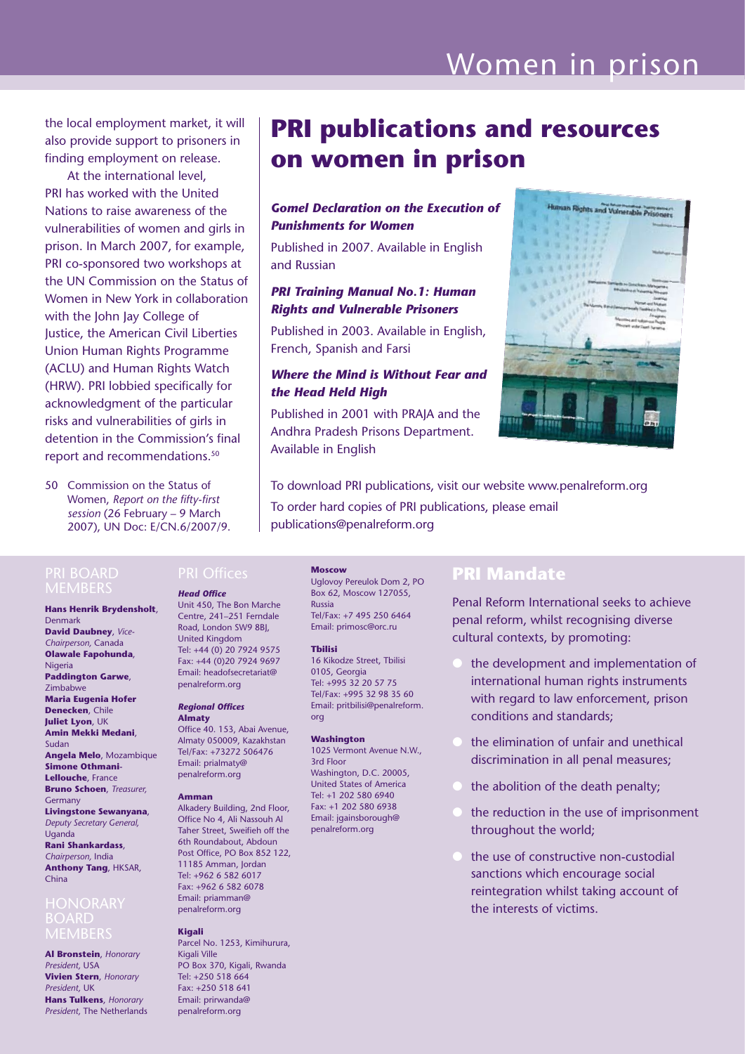the local employment market, it will also provide support to prisoners in finding employment on release.

At the international level, PRI has worked with the United Nations to raise awareness of the vulnerabilities of women and girls in prison. In March 2007, for example, PRI co-sponsored two workshops at the UN Commission on the Status of Women in New York in collaboration with the John Jay College of Justice, the American Civil Liberties Union Human Rights Programme (ACLU) and Human Rights Watch (HRW). PRI lobbied specifically for acknowledgment of the particular risks and vulnerabilities of girls in detention in the Commission's final report and recommendations.[50]

50 Commission on the Status of Women, *Report on the fifty-first session* (26 February – 9 March 2007), UN Doc: E/CN.6/2007/9.

# PRI publications and resources on women in prison

### *Gomel Declaration on the Execution of Punishments for Women*

Published in 2007. Available in English and Russian

### *PRI Training Manual No.1: Human Rights and Vulnerable Prisoners*

Published in 2003. Available in English, French, Spanish and Farsi

### *Where the Mind is Without Fear and the Head Held High*

Published in 2001 with PRAJA and the Andhra Pradesh Prisons Department. Available in English

To download PRI publications, visit our website www.penalreform.org

To order hard copies of PRI publications, please email publications@penalreform.org

## PRI BOARD MEMBERS

**Hans Henrik Brydensholt**, Denmark
**David Daubney**, *Vice-Chairperson*, Canada
**Olawale Fapohunda**, Nigeria
**Paddington Garwe**, Zimbabwe
**Maria Eugenia Hofer Denecken**, Chile
**Juliet Lyon**, UK
**Amin Mekki Medani**, Sudan
**Angela Melo**, Mozambique
**Simone Othmani-Lellouche**, France
**Bruno Schoen**, *Treasurer*, Germany
**Livingstone Sewanyana**, *Deputy Secretary General*, Uganda
**Rani Shankardass**, *Chairperson*, India
**Anthony Tang**, HKSAR, China

## HONORARY BOARD MEMBERS

**Al Bronstein**, *Honorary President*, USA
**Vivien Stern**, *Honorary President*, UK
**Hans Tulkens**, *Honorary President*, The Netherlands

## PRI Offices

***Head Office***
Unit 450, The Bon Marche Centre, 241–251 Ferndale Road, London SW9 8BJ, United Kingdom
Tel: +44 (0) 20 7924 9575
Fax: +44 (0)20 7924 9697
Email: headofsecretariat@penalreform.org

***Regional Offices***

**Almaty**
Office 40. 153, Abai Avenue, Almaty 050009, Kazakhstan
Tel/Fax: +73272 506476
Email: prialmaty@penalreform.org

**Amman**
Alkadery Building, 2nd Floor, Office No 4, Ali Nassouh Al Taher Street, Sweifieh off the 6th Roundabout, Abdoun Post Office, PO Box 852 122, 11185 Amman, Jordan
Tel: +962 6 582 6017
Fax: +962 6 582 6078
Email: priamman@penalreform.org

**Kigali**
Parcel No. 1253, Kimihurura, Kigali Ville
PO Box 370, Kigali, Rwanda
Tel: +250 518 664
Fax: +250 518 641
Email: prirwanda@penalreform.org

**Moscow**
Uglovoy Pereulok Dom 2, PO Box 62, Moscow 127055, Russia
Tel/Fax: +7 495 250 6464
Email: primosc@orc.ru

**Tbilisi**
16 Kikodze Street, Tbilisi 0105, Georgia
Tel: +995 32 20 57 75
Tel/Fax: +995 32 98 35 60
Email: pritbilisi@penalreform.org

**Washington**
1025 Vermont Avenue N.W., 3rd Floor
Washington, D.C. 20005, United States of America
Tel: +1 202 580 6940
Fax: +1 202 580 6938
Email: jgainsborough@penalreform.org

## PRI Mandate

Penal Reform International seeks to achieve penal reform, whilst recognising diverse cultural contexts, by promoting:

- the development and implementation of international human rights instruments with regard to law enforcement, prison conditions and standards;
- the elimination of unfair and unethical discrimination in all penal measures;
- the abolition of the death penalty;
- the reduction in the use of imprisonment throughout the world;
- the use of constructive non-custodial sanctions which encourage social reintegration whilst taking account of the interests of victims.